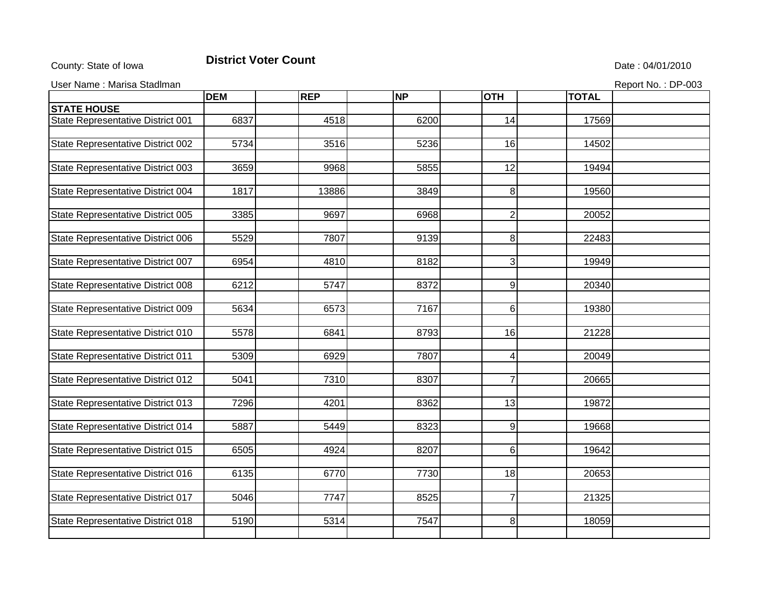County: State of Iowa

# District Voter Count

Date : 04/01/2010

User Name : Marisa Stadlman

Report No. : DP-003

| | DEM | REP | NP | OTH | TOTAL |
|---|---|---|---|---|---|
| **STATE HOUSE** | | | | | |
| State Representative District 001 | 6837 | 4518 | 6200 | 14 | 17569 |
| State Representative District 002 | 5734 | 3516 | 5236 | 16 | 14502 |
| State Representative District 003 | 3659 | 9968 | 5855 | 12 | 19494 |
| State Representative District 004 | 1817 | 13886 | 3849 | 8 | 19560 |
| State Representative District 005 | 3385 | 9697 | 6968 | 2 | 20052 |
| State Representative District 006 | 5529 | 7807 | 9139 | 8 | 22483 |
| State Representative District 007 | 6954 | 4810 | 8182 | 3 | 19949 |
| State Representative District 008 | 6212 | 5747 | 8372 | 9 | 20340 |
| State Representative District 009 | 5634 | 6573 | 7167 | 6 | 19380 |
| State Representative District 010 | 5578 | 6841 | 8793 | 16 | 21228 |
| State Representative District 011 | 5309 | 6929 | 7807 | 4 | 20049 |
| State Representative District 012 | 5041 | 7310 | 8307 | 7 | 20665 |
| State Representative District 013 | 7296 | 4201 | 8362 | 13 | 19872 |
| State Representative District 014 | 5887 | 5449 | 8323 | 9 | 19668 |
| State Representative District 015 | 6505 | 4924 | 8207 | 6 | 19642 |
| State Representative District 016 | 6135 | 6770 | 7730 | 18 | 20653 |
| State Representative District 017 | 5046 | 7747 | 8525 | 7 | 21325 |
| State Representative District 018 | 5190 | 5314 | 7547 | 8 | 18059 |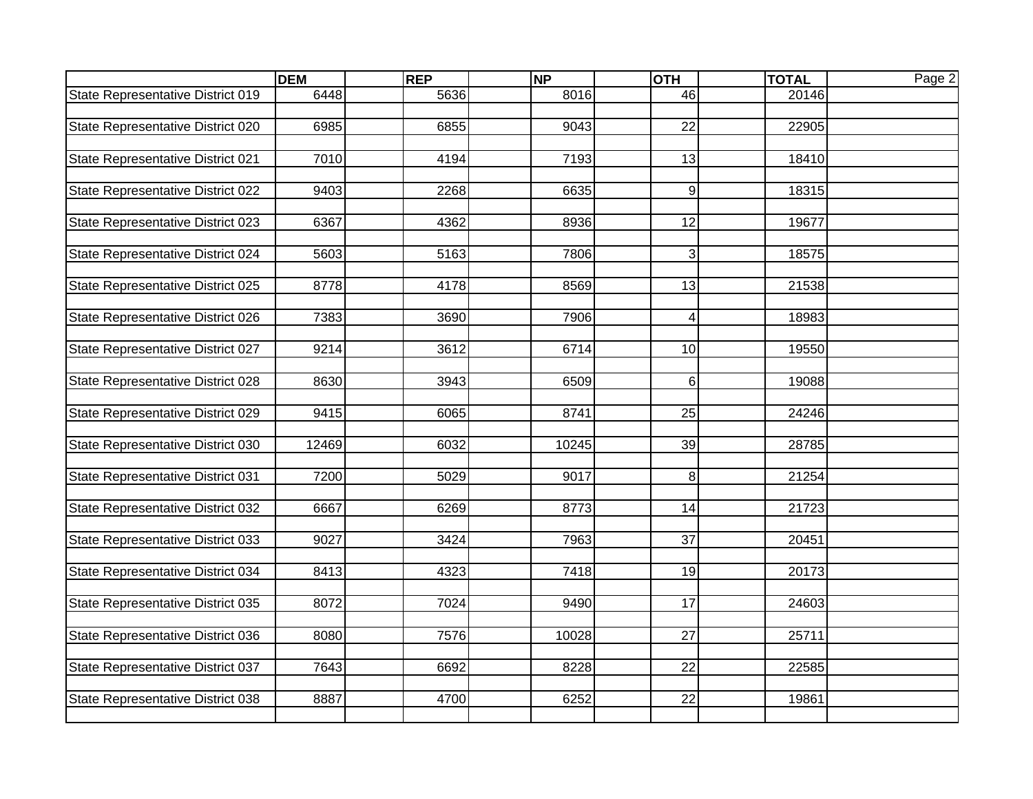| | DEM | REP | NP | OTH | TOTAL |
|---|---|---|---|---|---|
| State Representative District 019 | 6448 | 5636 | 8016 | 46 | 20146 |
| State Representative District 020 | 6985 | 6855 | 9043 | 22 | 22905 |
| State Representative District 021 | 7010 | 4194 | 7193 | 13 | 18410 |
| State Representative District 022 | 9403 | 2268 | 6635 | 9 | 18315 |
| State Representative District 023 | 6367 | 4362 | 8936 | 12 | 19677 |
| State Representative District 024 | 5603 | 5163 | 7806 | 3 | 18575 |
| State Representative District 025 | 8778 | 4178 | 8569 | 13 | 21538 |
| State Representative District 026 | 7383 | 3690 | 7906 | 4 | 18983 |
| State Representative District 027 | 9214 | 3612 | 6714 | 10 | 19550 |
| State Representative District 028 | 8630 | 3943 | 6509 | 6 | 19088 |
| State Representative District 029 | 9415 | 6065 | 8741 | 25 | 24246 |
| State Representative District 030 | 12469 | 6032 | 10245 | 39 | 28785 |
| State Representative District 031 | 7200 | 5029 | 9017 | 8 | 21254 |
| State Representative District 032 | 6667 | 6269 | 8773 | 14 | 21723 |
| State Representative District 033 | 9027 | 3424 | 7963 | 37 | 20451 |
| State Representative District 034 | 8413 | 4323 | 7418 | 19 | 20173 |
| State Representative District 035 | 8072 | 7024 | 9490 | 17 | 24603 |
| State Representative District 036 | 8080 | 7576 | 10028 | 27 | 25711 |
| State Representative District 037 | 7643 | 6692 | 8228 | 22 | 22585 |
| State Representative District 038 | 8887 | 4700 | 6252 | 22 | 19861 |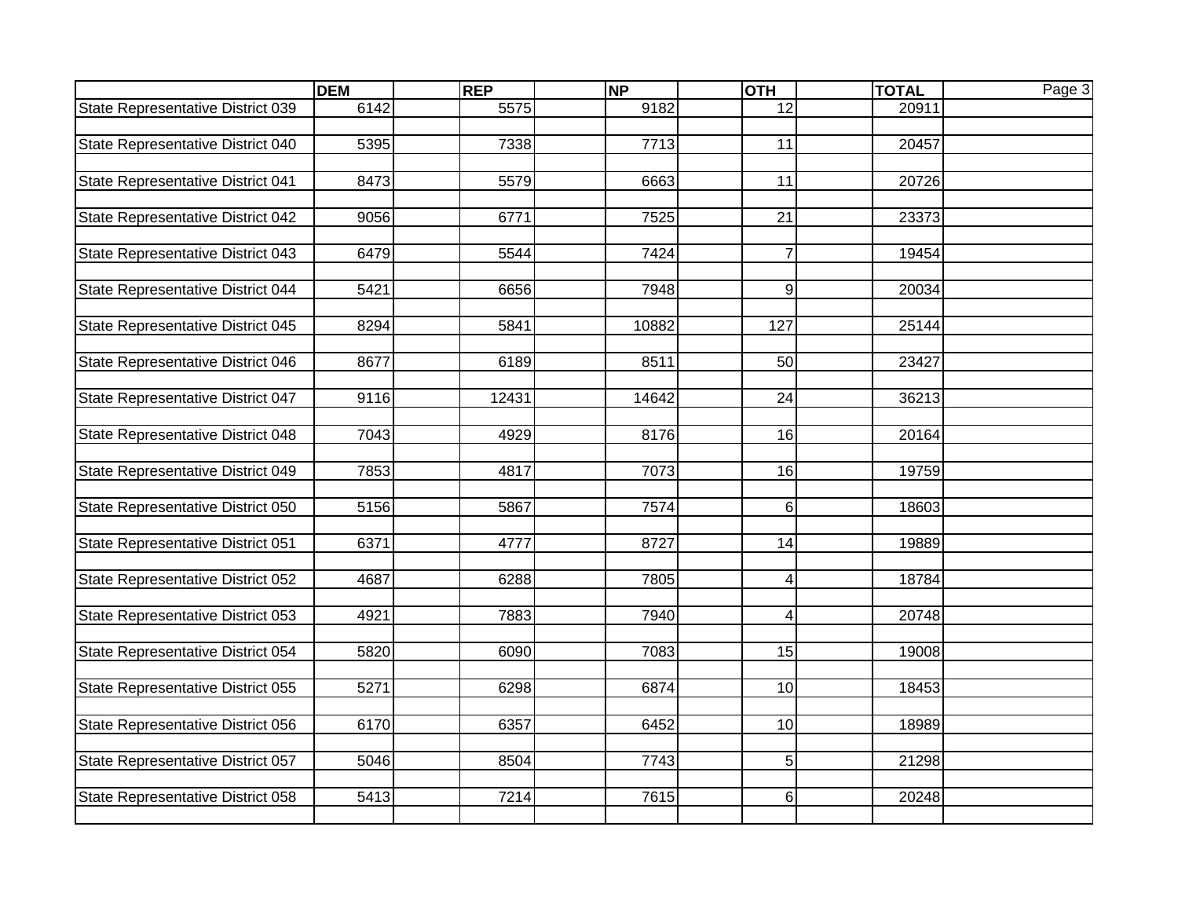| | DEM | REP | NP | OTH | TOTAL |
|---|---|---|---|---|---|
| State Representative District 039 | 6142 | 5575 | 9182 | 12 | 20911 |
| State Representative District 040 | 5395 | 7338 | 7713 | 11 | 20457 |
| State Representative District 041 | 8473 | 5579 | 6663 | 11 | 20726 |
| State Representative District 042 | 9056 | 6771 | 7525 | 21 | 23373 |
| State Representative District 043 | 6479 | 5544 | 7424 | 7 | 19454 |
| State Representative District 044 | 5421 | 6656 | 7948 | 9 | 20034 |
| State Representative District 045 | 8294 | 5841 | 10882 | 127 | 25144 |
| State Representative District 046 | 8677 | 6189 | 8511 | 50 | 23427 |
| State Representative District 047 | 9116 | 12431 | 14642 | 24 | 36213 |
| State Representative District 048 | 7043 | 4929 | 8176 | 16 | 20164 |
| State Representative District 049 | 7853 | 4817 | 7073 | 16 | 19759 |
| State Representative District 050 | 5156 | 5867 | 7574 | 6 | 18603 |
| State Representative District 051 | 6371 | 4777 | 8727 | 14 | 19889 |
| State Representative District 052 | 4687 | 6288 | 7805 | 4 | 18784 |
| State Representative District 053 | 4921 | 7883 | 7940 | 4 | 20748 |
| State Representative District 054 | 5820 | 6090 | 7083 | 15 | 19008 |
| State Representative District 055 | 5271 | 6298 | 6874 | 10 | 18453 |
| State Representative District 056 | 6170 | 6357 | 6452 | 10 | 18989 |
| State Representative District 057 | 5046 | 8504 | 7743 | 5 | 21298 |
| State Representative District 058 | 5413 | 7214 | 7615 | 6 | 20248 |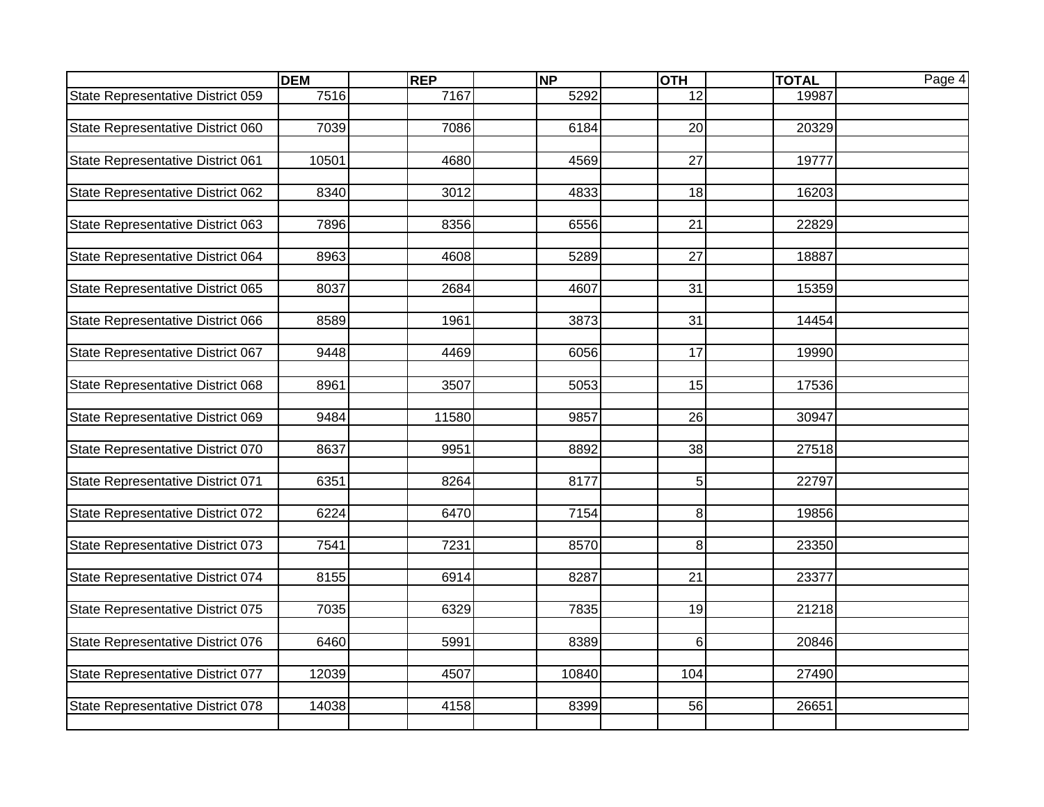| | DEM | REP | NP | OTH | TOTAL |
|---|---|---|---|---|---|
| State Representative District 059 | 7516 | 7167 | 5292 | 12 | 19987 |
| State Representative District 060 | 7039 | 7086 | 6184 | 20 | 20329 |
| State Representative District 061 | 10501 | 4680 | 4569 | 27 | 19777 |
| State Representative District 062 | 8340 | 3012 | 4833 | 18 | 16203 |
| State Representative District 063 | 7896 | 8356 | 6556 | 21 | 22829 |
| State Representative District 064 | 8963 | 4608 | 5289 | 27 | 18887 |
| State Representative District 065 | 8037 | 2684 | 4607 | 31 | 15359 |
| State Representative District 066 | 8589 | 1961 | 3873 | 31 | 14454 |
| State Representative District 067 | 9448 | 4469 | 6056 | 17 | 19990 |
| State Representative District 068 | 8961 | 3507 | 5053 | 15 | 17536 |
| State Representative District 069 | 9484 | 11580 | 9857 | 26 | 30947 |
| State Representative District 070 | 8637 | 9951 | 8892 | 38 | 27518 |
| State Representative District 071 | 6351 | 8264 | 8177 | 5 | 22797 |
| State Representative District 072 | 6224 | 6470 | 7154 | 8 | 19856 |
| State Representative District 073 | 7541 | 7231 | 8570 | 8 | 23350 |
| State Representative District 074 | 8155 | 6914 | 8287 | 21 | 23377 |
| State Representative District 075 | 7035 | 6329 | 7835 | 19 | 21218 |
| State Representative District 076 | 6460 | 5991 | 8389 | 6 | 20846 |
| State Representative District 077 | 12039 | 4507 | 10840 | 104 | 27490 |
| State Representative District 078 | 14038 | 4158 | 8399 | 56 | 26651 |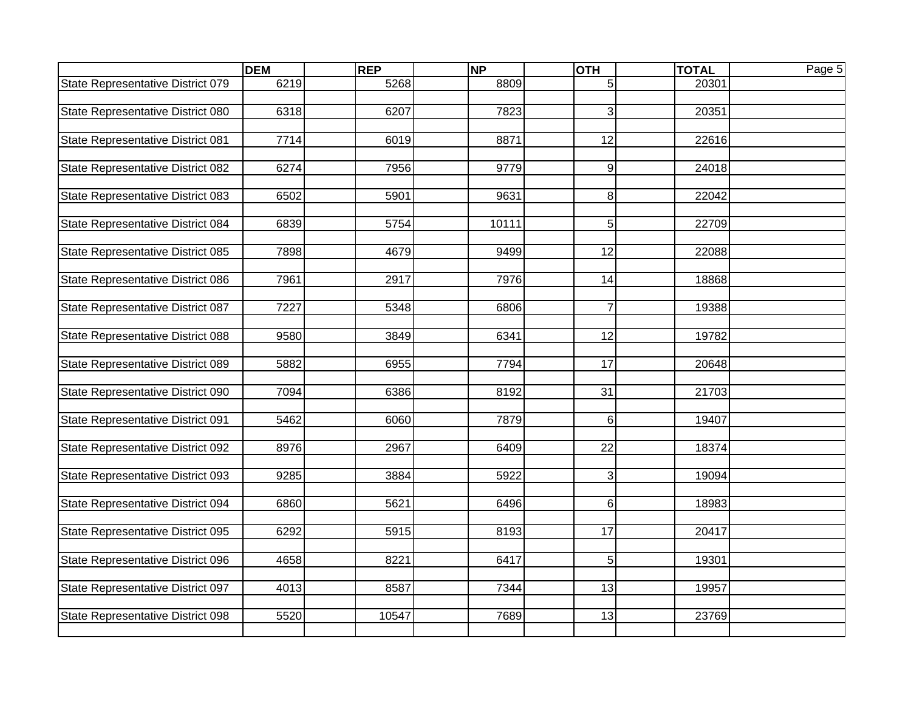| | DEM | REP | NP | OTH | TOTAL |
|---|---|---|---|---|---|
| State Representative District 079 | 6219 | 5268 | 8809 | 5 | 20301 |
| State Representative District 080 | 6318 | 6207 | 7823 | 3 | 20351 |
| State Representative District 081 | 7714 | 6019 | 8871 | 12 | 22616 |
| State Representative District 082 | 6274 | 7956 | 9779 | 9 | 24018 |
| State Representative District 083 | 6502 | 5901 | 9631 | 8 | 22042 |
| State Representative District 084 | 6839 | 5754 | 10111 | 5 | 22709 |
| State Representative District 085 | 7898 | 4679 | 9499 | 12 | 22088 |
| State Representative District 086 | 7961 | 2917 | 7976 | 14 | 18868 |
| State Representative District 087 | 7227 | 5348 | 6806 | 7 | 19388 |
| State Representative District 088 | 9580 | 3849 | 6341 | 12 | 19782 |
| State Representative District 089 | 5882 | 6955 | 7794 | 17 | 20648 |
| State Representative District 090 | 7094 | 6386 | 8192 | 31 | 21703 |
| State Representative District 091 | 5462 | 6060 | 7879 | 6 | 19407 |
| State Representative District 092 | 8976 | 2967 | 6409 | 22 | 18374 |
| State Representative District 093 | 9285 | 3884 | 5922 | 3 | 19094 |
| State Representative District 094 | 6860 | 5621 | 6496 | 6 | 18983 |
| State Representative District 095 | 6292 | 5915 | 8193 | 17 | 20417 |
| State Representative District 096 | 4658 | 8221 | 6417 | 5 | 19301 |
| State Representative District 097 | 4013 | 8587 | 7344 | 13 | 19957 |
| State Representative District 098 | 5520 | 10547 | 7689 | 13 | 23769 |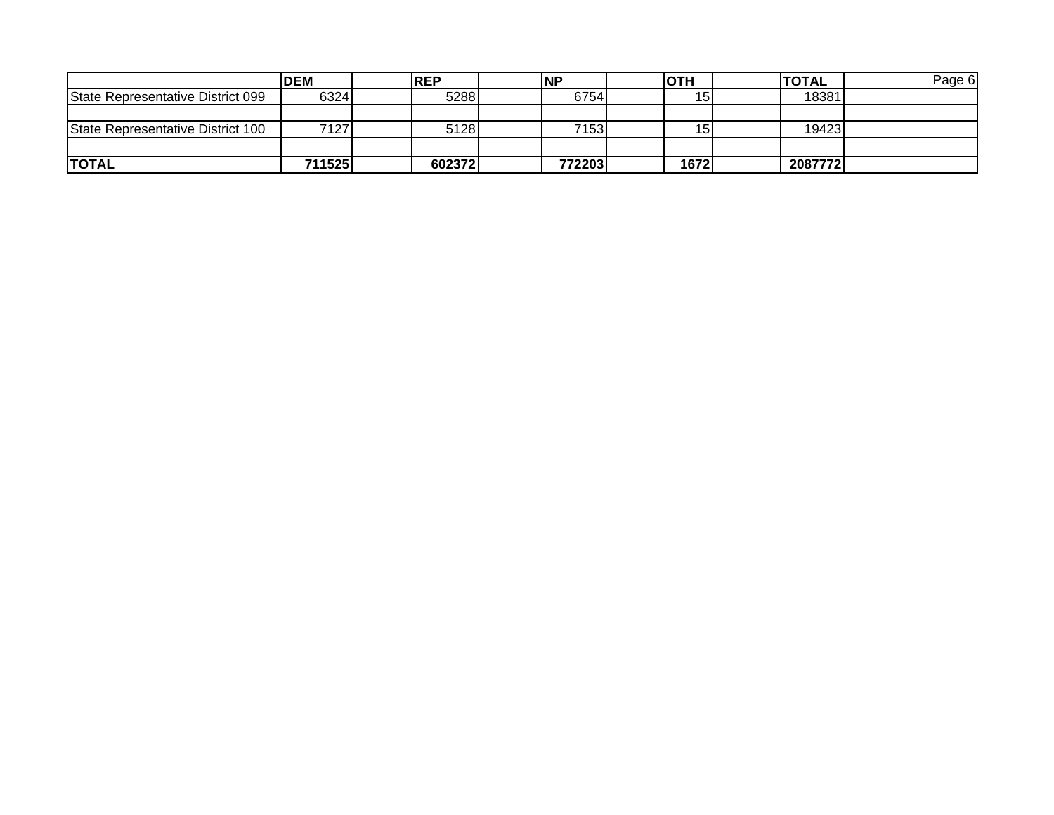| | DEM | | REP | | NP | | OTH | | TOTAL | |
|---|---|---|---|---|---|---|---|---|---|---|
| State Representative District 099 | 6324 | | 5288 | | 6754 | | 15 | | 18381 | |
| | | | | | | | | | | |
| State Representative District 100 | 7127 | | 5128 | | 7153 | | 15 | | 19423 | |
| | | | | | | | | | | |
| **TOTAL** | **711525** | | **602372** | | **772203** | | **1672** | | **2087772** | |